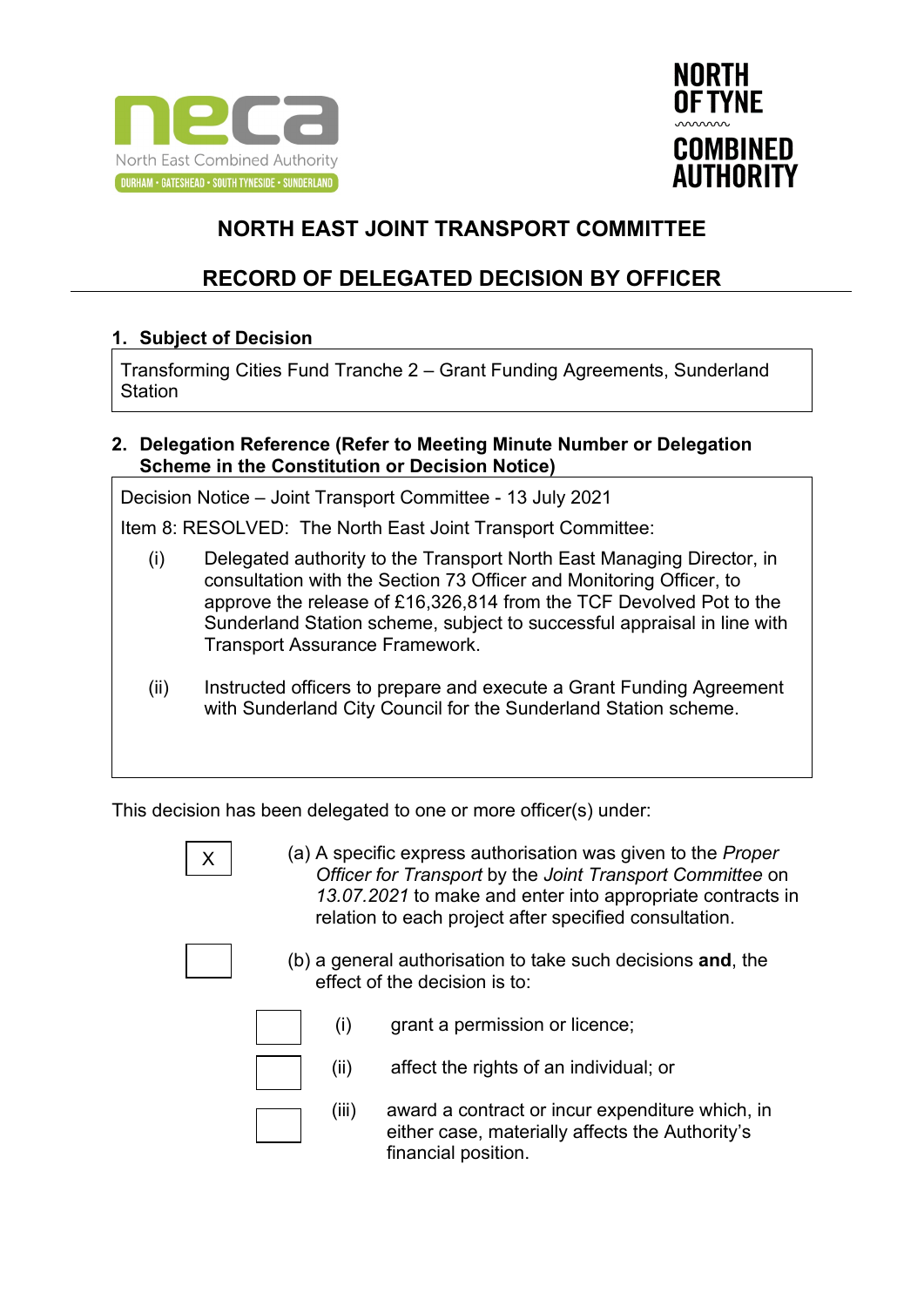# NORTH EAST JOINT TRANSPORT COMMITTEE

## RECORD OF DELEGATED DECISION BY OFFICER

### 1. Subject of Decision

Transforming Cities Fund Tranche 2 – Grant Funding Agreements, Sunderland Station

### 2. Delegation Reference (Refer to Meeting Minute Number or Delegation Scheme in the Constitution or Decision Notice)

Decision Notice – Joint Transport Committee - 13 July 2021

Item 8: RESOLVED: The North East Joint Transport Committee:

(i) Delegated authority to the Transport North East Managing Director, in consultation with the Section 73 Officer and Monitoring Officer, to approve the release of £16,326,814 from the TCF Devolved Pot to the Sunderland Station scheme, subject to successful appraisal in line with Transport Assurance Framework.

(ii) Instructed officers to prepare and execute a Grant Funding Agreement with Sunderland City Council for the Sunderland Station scheme.

This decision has been delegated to one or more officer(s) under:

[X] (a) A specific express authorisation was given to the *Proper Officer for Transport* by the *Joint Transport Committee* on *13.07.2021* to make and enter into appropriate contracts in relation to each project after specified consultation.

[ ] (b) a general authorisation to take such decisions **and**, the effect of the decision is to:

- [ ] (i) grant a permission or licence;
- [ ] (ii) affect the rights of an individual; or
- [ ] (iii) award a contract or incur expenditure which, in either case, materially affects the Authority's financial position.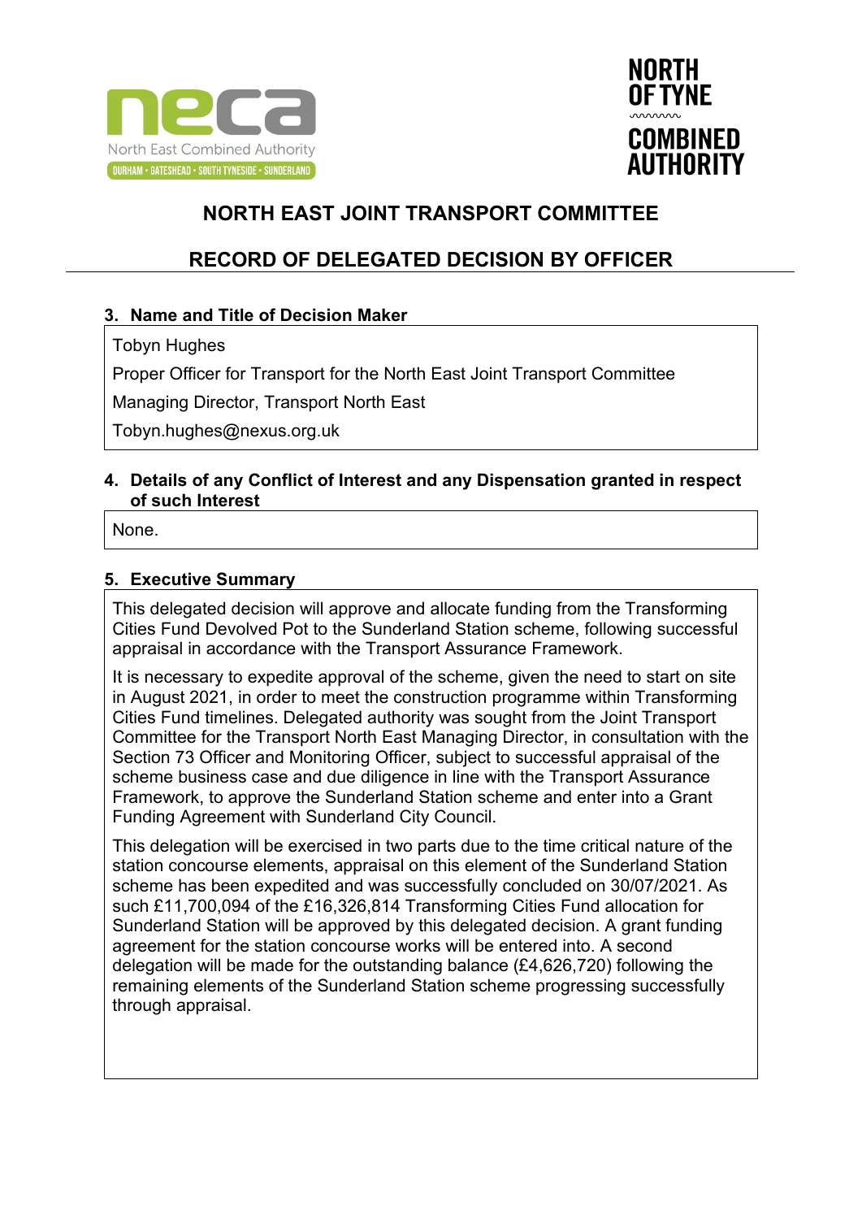# NORTH EAST JOINT TRANSPORT COMMITTEE

## RECORD OF DELEGATED DECISION BY OFFICER

### 3. Name and Title of Decision Maker

Tobyn Hughes

Proper Officer for Transport for the North East Joint Transport Committee

Managing Director, Transport North East

Tobyn.hughes@nexus.org.uk

### 4. Details of any Conflict of Interest and any Dispensation granted in respect of such Interest

None.

### 5. Executive Summary

This delegated decision will approve and allocate funding from the Transforming Cities Fund Devolved Pot to the Sunderland Station scheme, following successful appraisal in accordance with the Transport Assurance Framework.

It is necessary to expedite approval of the scheme, given the need to start on site in August 2021, in order to meet the construction programme within Transforming Cities Fund timelines. Delegated authority was sought from the Joint Transport Committee for the Transport North East Managing Director, in consultation with the Section 73 Officer and Monitoring Officer, subject to successful appraisal of the scheme business case and due diligence in line with the Transport Assurance Framework, to approve the Sunderland Station scheme and enter into a Grant Funding Agreement with Sunderland City Council.

This delegation will be exercised in two parts due to the time critical nature of the station concourse elements, appraisal on this element of the Sunderland Station scheme has been expedited and was successfully concluded on 30/07/2021. As such £11,700,094 of the £16,326,814 Transforming Cities Fund allocation for Sunderland Station will be approved by this delegated decision. A grant funding agreement for the station concourse works will be entered into. A second delegation will be made for the outstanding balance (£4,626,720) following the remaining elements of the Sunderland Station scheme progressing successfully through appraisal.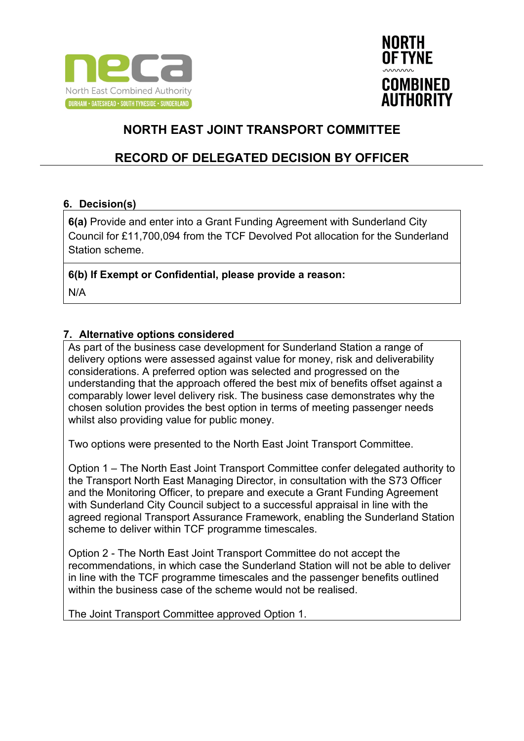# NORTH EAST JOINT TRANSPORT COMMITTEE

## RECORD OF DELEGATED DECISION BY OFFICER

### 6. Decision(s)

**6(a)** Provide and enter into a Grant Funding Agreement with Sunderland City Council for £11,700,094 from the TCF Devolved Pot allocation for the Sunderland Station scheme.

**6(b) If Exempt or Confidential, please provide a reason:**

N/A

### 7. Alternative options considered

As part of the business case development for Sunderland Station a range of delivery options were assessed against value for money, risk and deliverability considerations. A preferred option was selected and progressed on the understanding that the approach offered the best mix of benefits offset against a comparably lower level delivery risk. The business case demonstrates why the chosen solution provides the best option in terms of meeting passenger needs whilst also providing value for public money.

Two options were presented to the North East Joint Transport Committee.

Option 1 – The North East Joint Transport Committee confer delegated authority to the Transport North East Managing Director, in consultation with the S73 Officer and the Monitoring Officer, to prepare and execute a Grant Funding Agreement with Sunderland City Council subject to a successful appraisal in line with the agreed regional Transport Assurance Framework, enabling the Sunderland Station scheme to deliver within TCF programme timescales.

Option 2 - The North East Joint Transport Committee do not accept the recommendations, in which case the Sunderland Station will not be able to deliver in line with the TCF programme timescales and the passenger benefits outlined within the business case of the scheme would not be realised.

The Joint Transport Committee approved Option 1.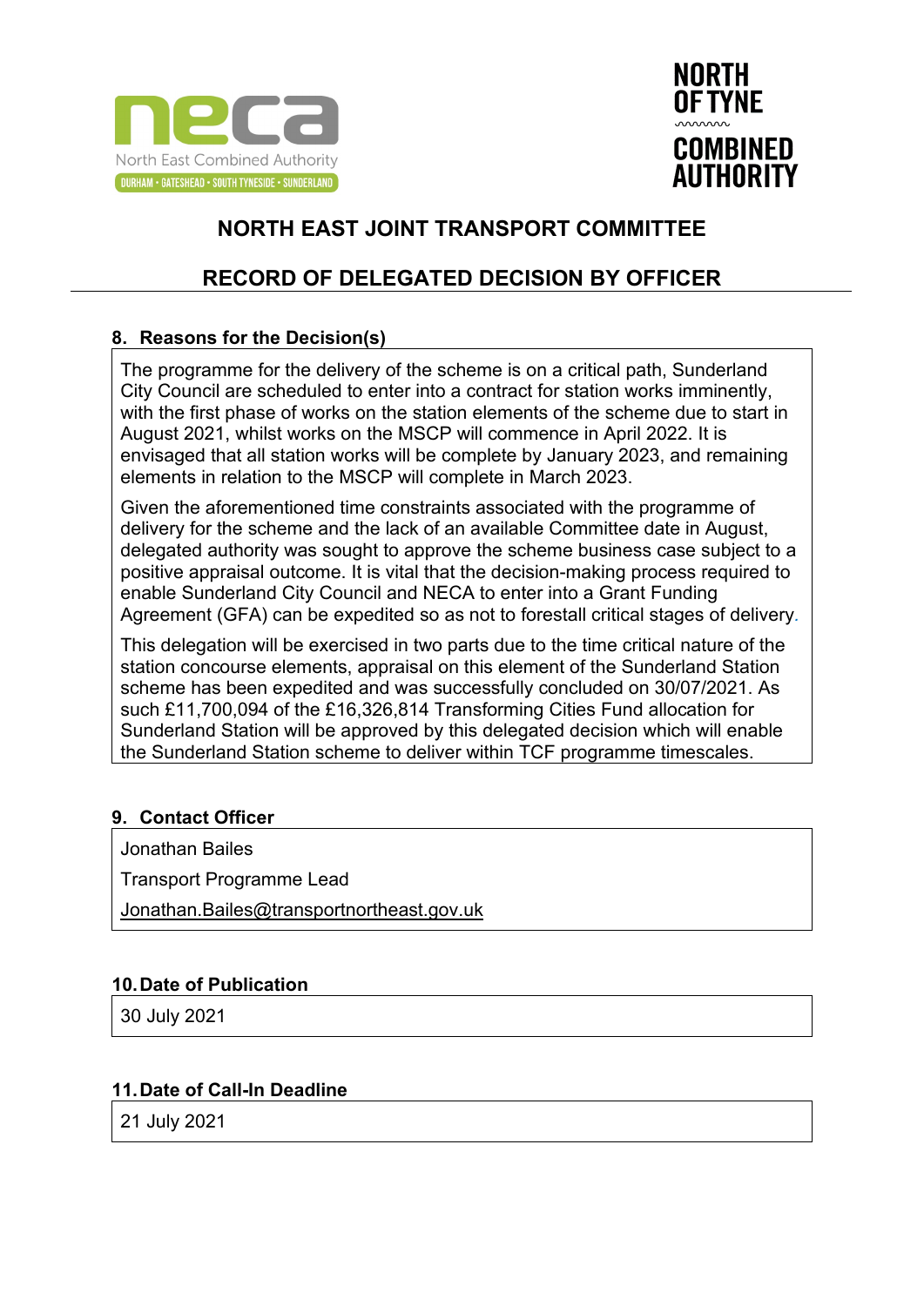## NORTH EAST JOINT TRANSPORT COMMITTEE

## RECORD OF DELEGATED DECISION BY OFFICER

### 8. Reasons for the Decision(s)

The programme for the delivery of the scheme is on a critical path, Sunderland City Council are scheduled to enter into a contract for station works imminently, with the first phase of works on the station elements of the scheme due to start in August 2021, whilst works on the MSCP will commence in April 2022. It is envisaged that all station works will be complete by January 2023, and remaining elements in relation to the MSCP will complete in March 2023.

Given the aforementioned time constraints associated with the programme of delivery for the scheme and the lack of an available Committee date in August, delegated authority was sought to approve the scheme business case subject to a positive appraisal outcome. It is vital that the decision-making process required to enable Sunderland City Council and NECA to enter into a Grant Funding Agreement (GFA) can be expedited so as not to forestall critical stages of delivery.

This delegation will be exercised in two parts due to the time critical nature of the station concourse elements, appraisal on this element of the Sunderland Station scheme has been expedited and was successfully concluded on 30/07/2021. As such £11,700,094 of the £16,326,814 Transforming Cities Fund allocation for Sunderland Station will be approved by this delegated decision which will enable the Sunderland Station scheme to deliver within TCF programme timescales.

### 9. Contact Officer

Jonathan Bailes

Transport Programme Lead

Jonathan.Bailes@transportnortheast.gov.uk

### 10. Date of Publication

30 July 2021

### 11. Date of Call-In Deadline

21 July 2021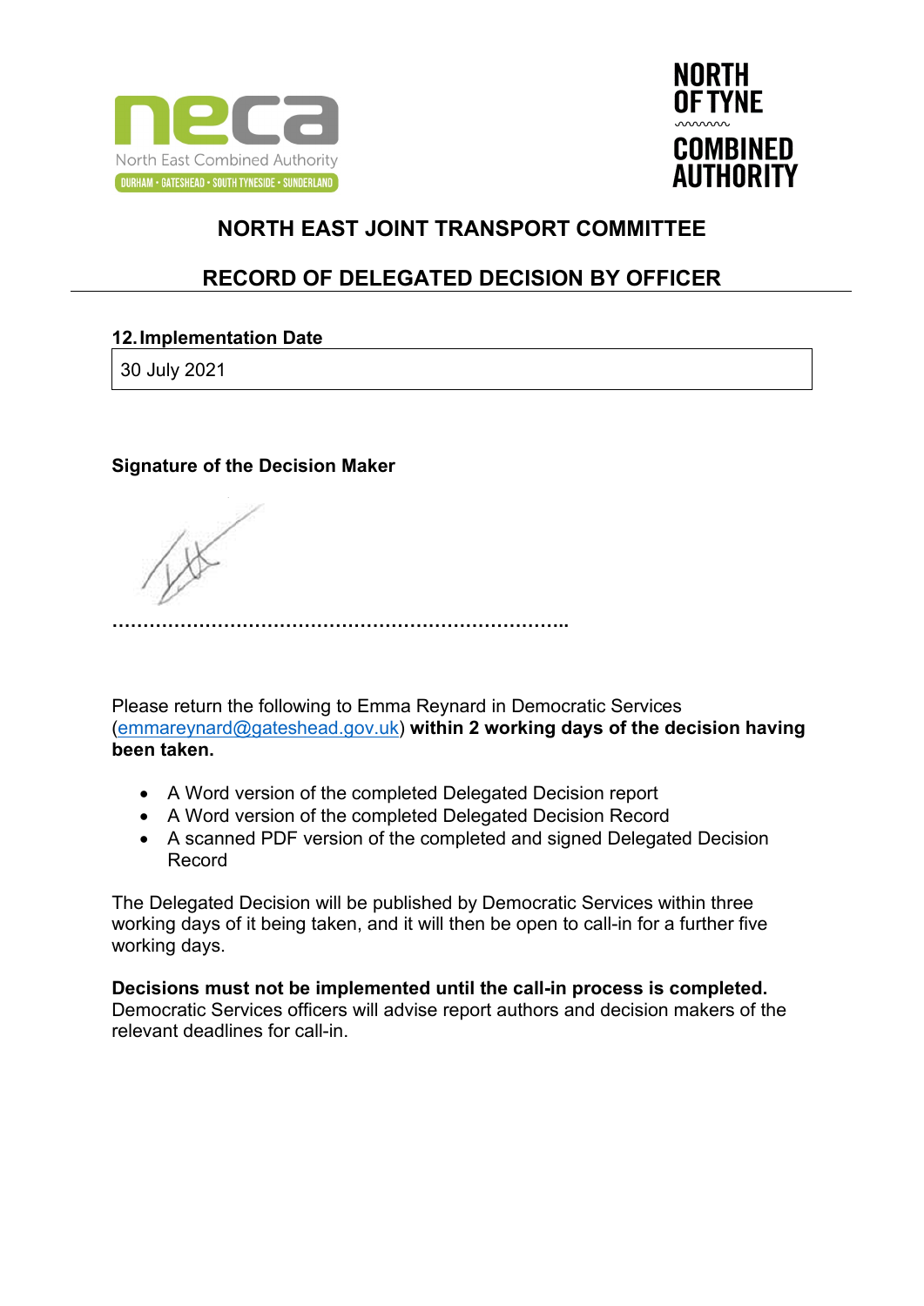# NORTH EAST JOINT TRANSPORT COMMITTEE

## RECORD OF DELEGATED DECISION BY OFFICER

**12. Implementation Date**

| |
|---|
| 30 July 2021 |

**Signature of the Decision Maker**

…………………………………………………………………..

Please return the following to Emma Reynard in Democratic Services (emmareynard@gateshead.gov.uk) **within 2 working days of the decision having been taken.**

- A Word version of the completed Delegated Decision report
- A Word version of the completed Delegated Decision Record
- A scanned PDF version of the completed and signed Delegated Decision Record

The Delegated Decision will be published by Democratic Services within three working days of it being taken, and it will then be open to call-in for a further five working days.

**Decisions must not be implemented until the call-in process is completed.** Democratic Services officers will advise report authors and decision makers of the relevant deadlines for call-in.